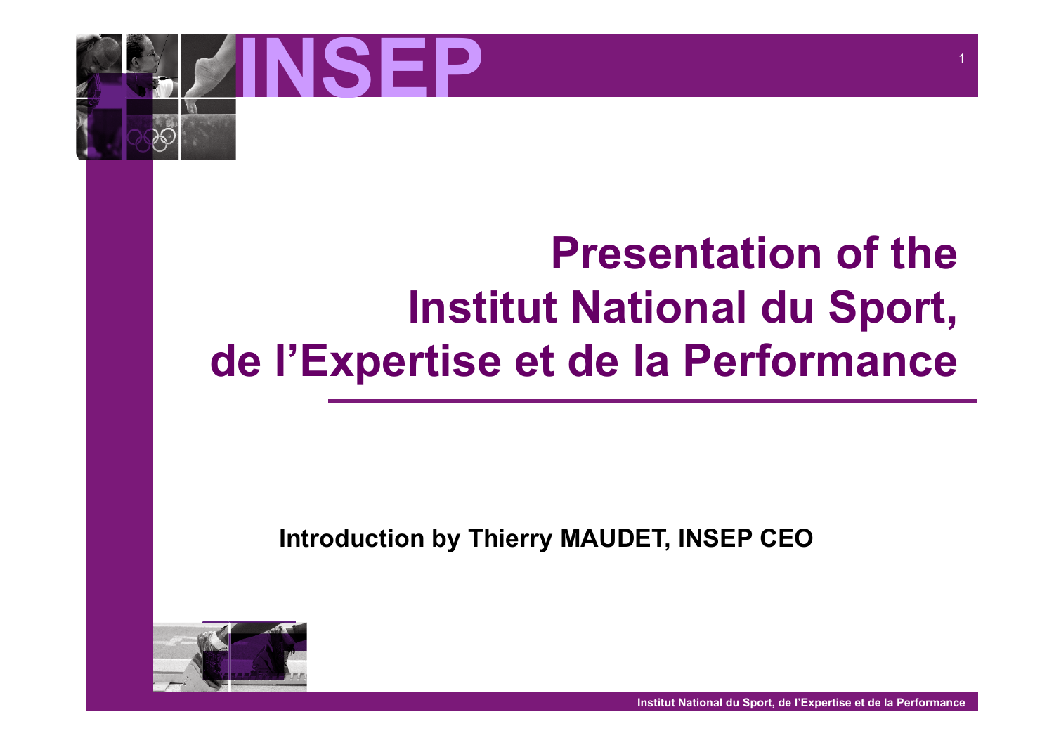# INSEP

# Presentation of the Institut National du Sport, de l'Expertise et de la Performance

**Introduction by Thierry MAUDET, INSEP CEO**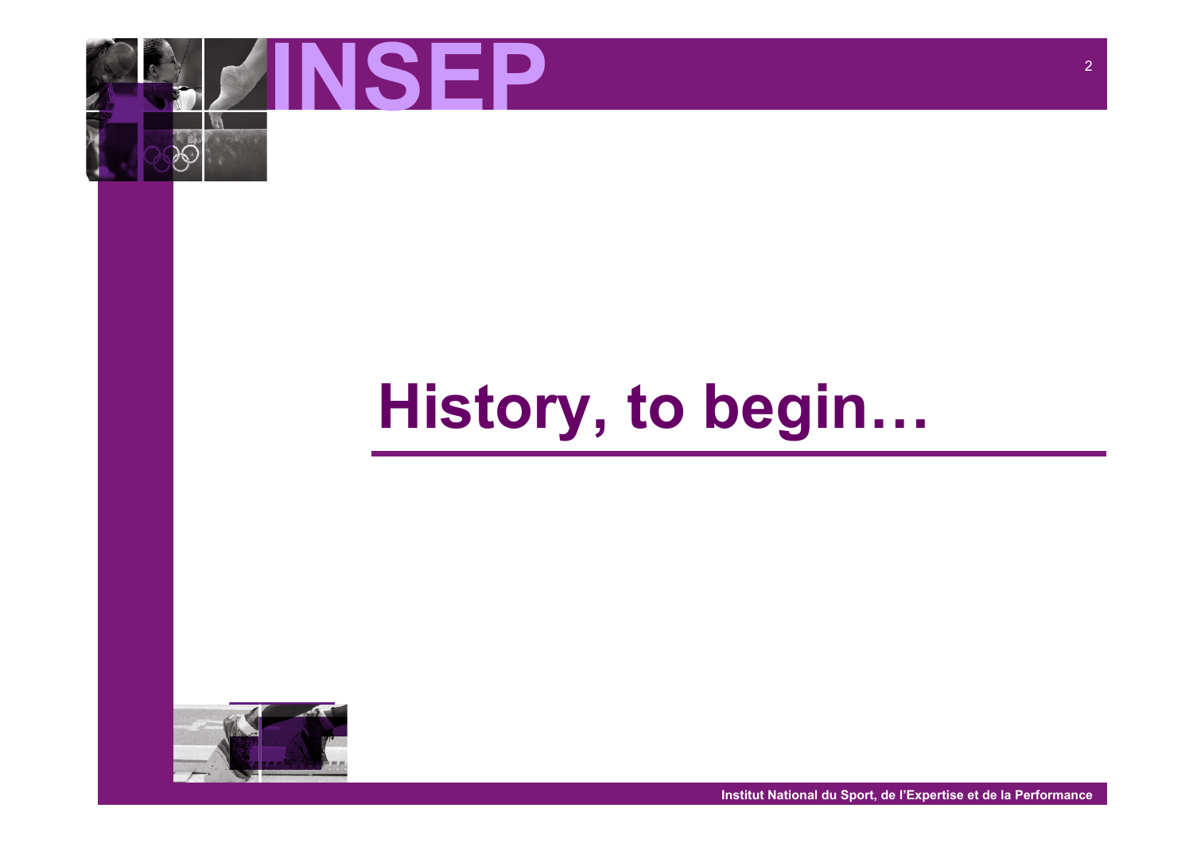# History, to begin…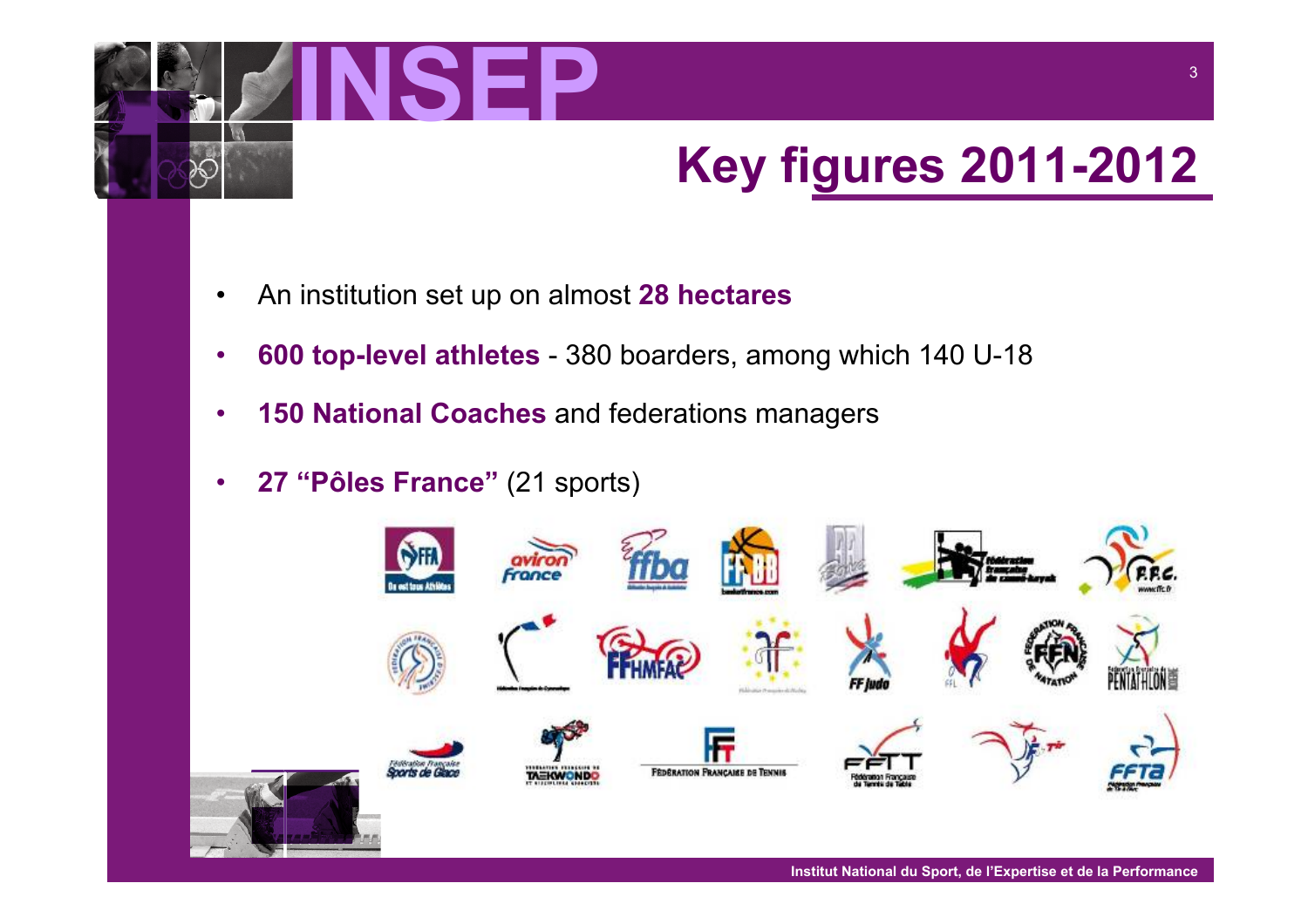# INSEP

## Key figures 2011-2012

- An institution set up on almost **28 hectares**
- **600 top-level athletes** - 380 boarders, among which 140 U-18
- **150 National Coaches** and federations managers
- **27 "Pôles France"** (21 sports)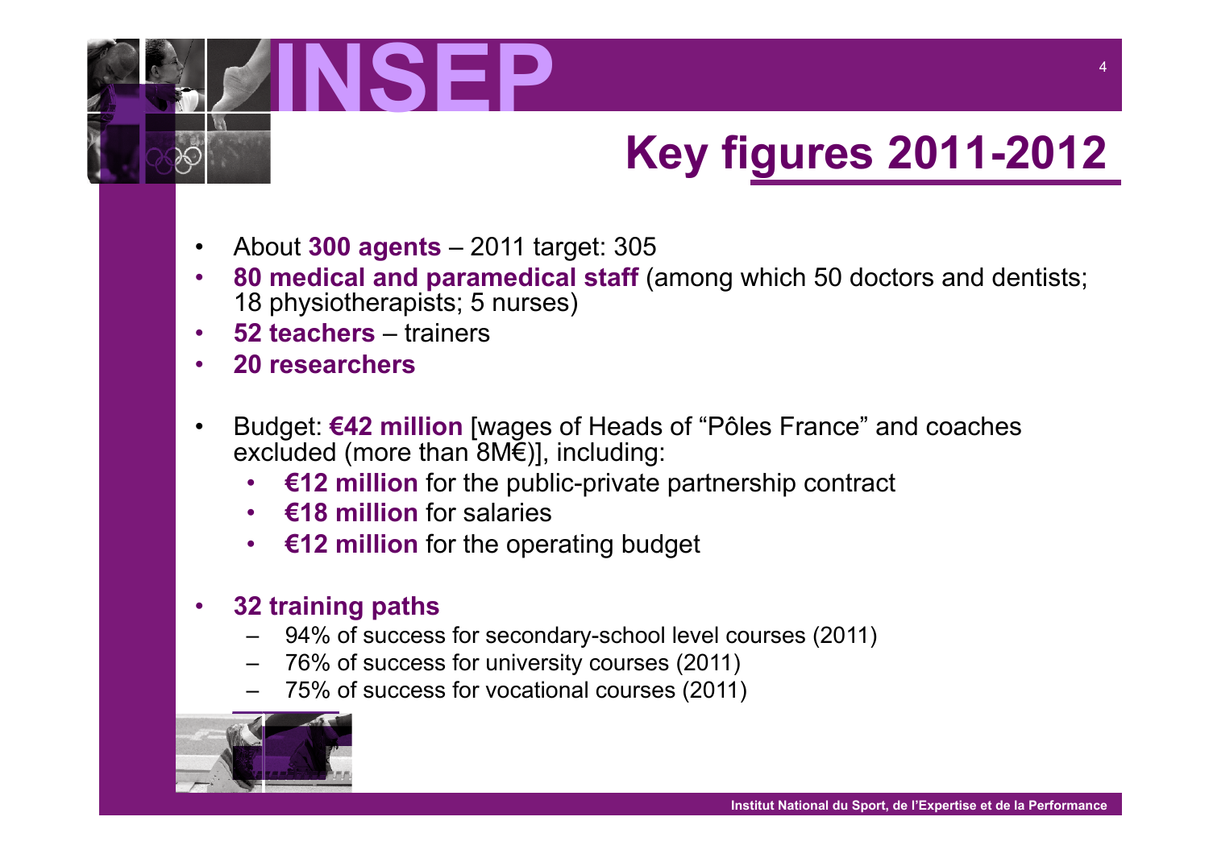# INSEP

## Key figures 2011-2012

- About **300 agents** – 2011 target: 305
- **80 medical and paramedical staff** (among which 50 doctors and dentists; 18 physiotherapists; 5 nurses)
- **52 teachers** – trainers
- **20 researchers**

- Budget: **€42 million** [wages of Heads of "Pôles France" and coaches excluded (more than 8M€)], including:
  - **€12 million** for the public-private partnership contract
  - **€18 million** for salaries
  - **€12 million** for the operating budget

- **32 training paths**
  - 94% of success for secondary-school level courses (2011)
  - 76% of success for university courses (2011)
  - 75% of success for vocational courses (2011)

Institut National du Sport, de l'Expertise et de la Performance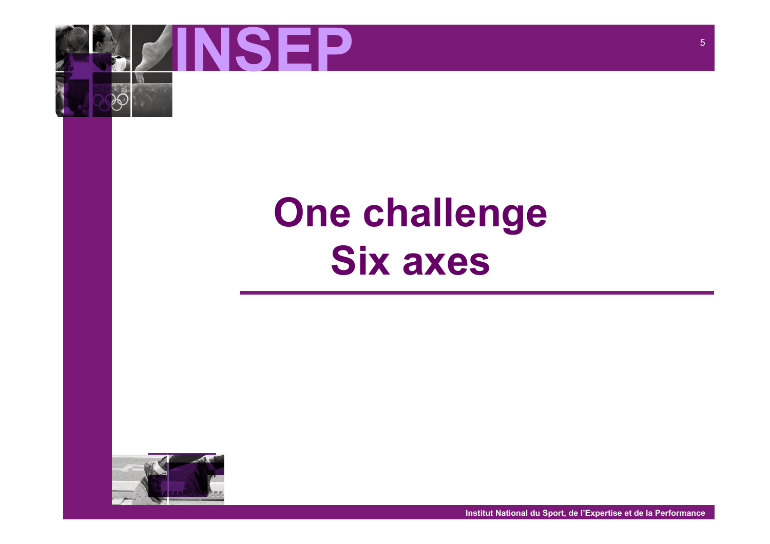# One challenge
# Six axes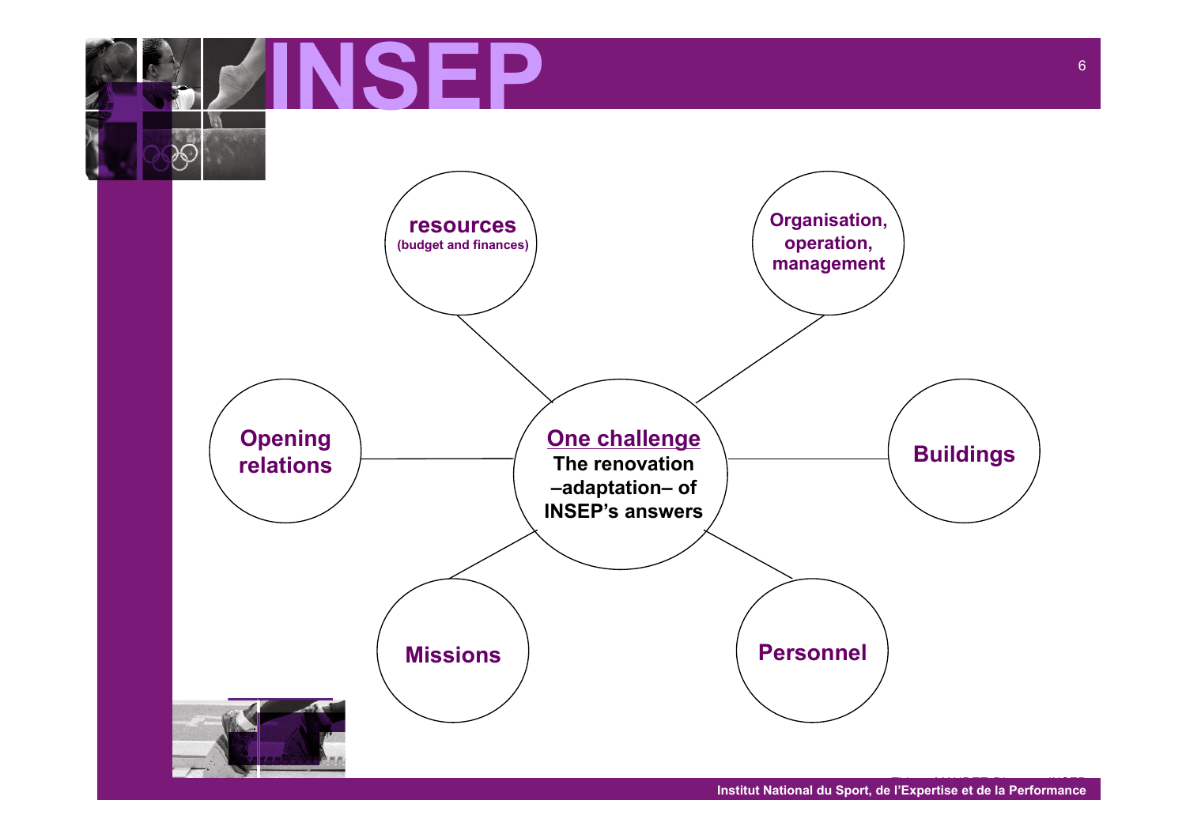# INSEP

**One challenge**

**The renovation –adaptation– of INSEP's answers**

- **resources** (budget and finances)
- **Organisation, operation, management**
- **Buildings**
- **Personnel**
- **Missions**
- **Opening relations**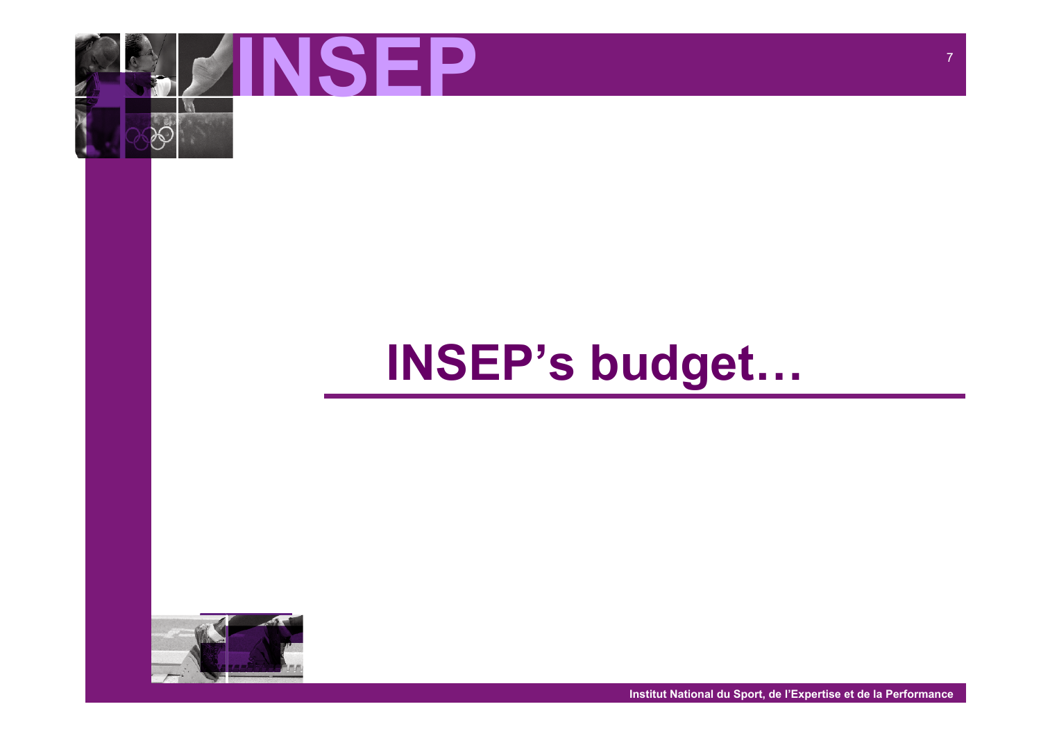# INSEP's budget…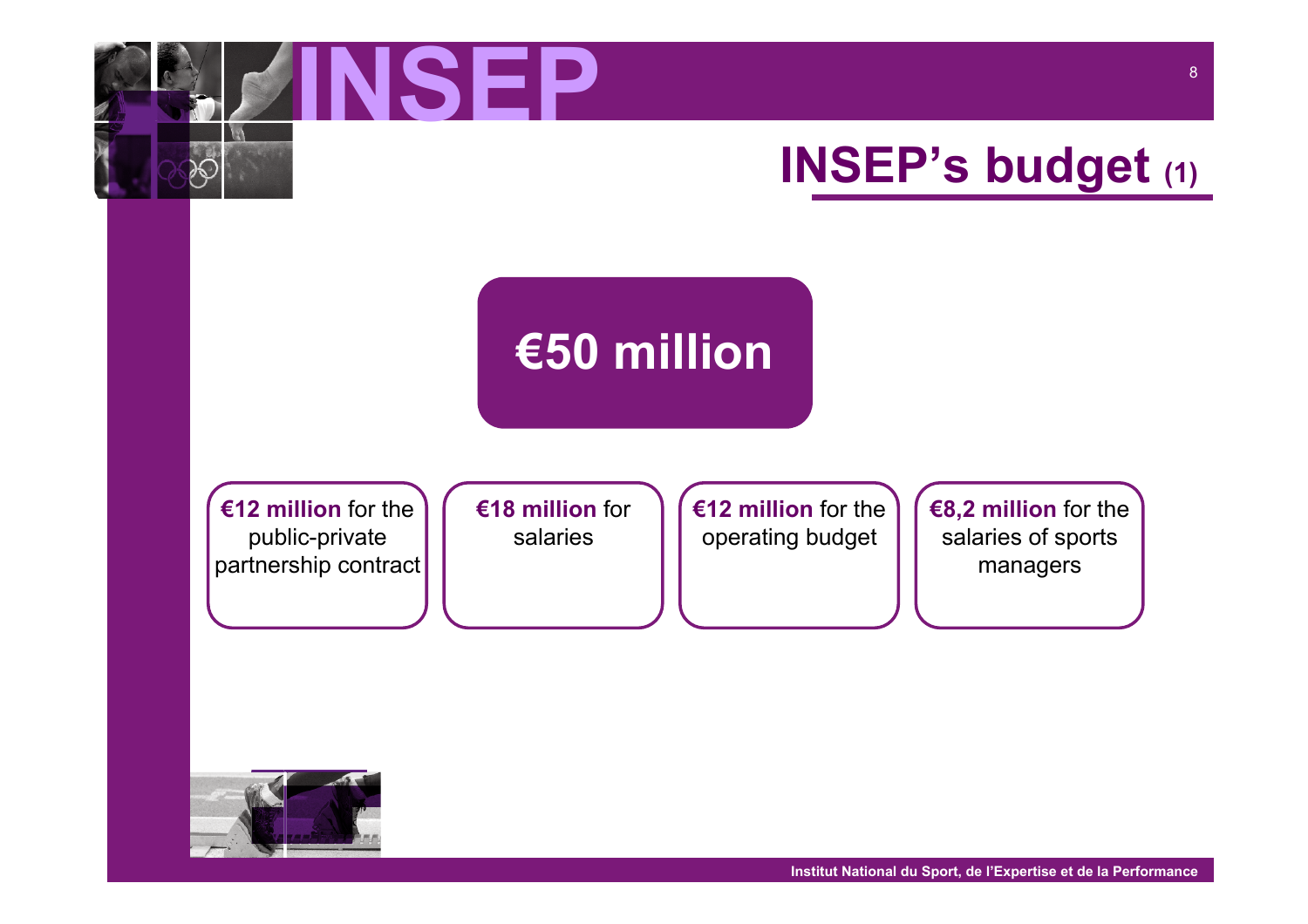# INSEP

## INSEP's budget (1)

**€50 million**

- **€12 million** for the public-private partnership contract
- **€18 million** for salaries
- **€12 million** for the operating budget
- **€8,2 million** for the salaries of sports managers

Institut National du Sport, de l'Expertise et de la Performance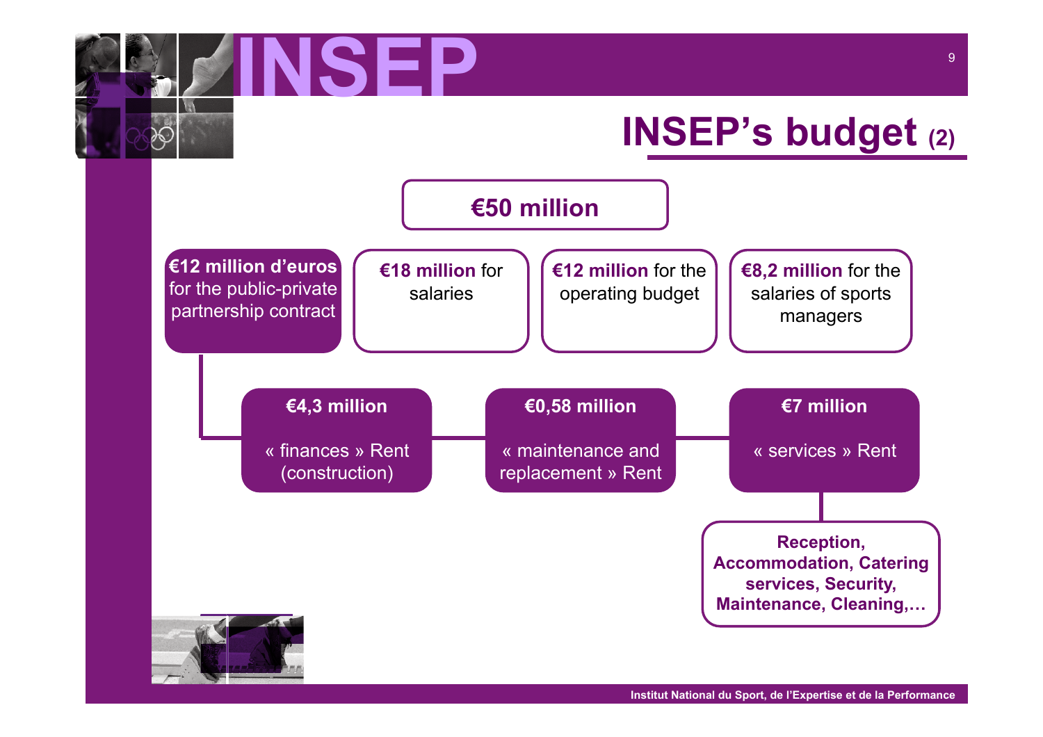# INSEP

## INSEP's budget (2)

**€50 million**

- **€12 million d'euros** for the public-private partnership contract
  - **€4,3 million** — « finances » Rent (construction)
  - **€0,58 million** — « maintenance and replacement » Rent
  - **€7 million** — « services » Rent
    - **Reception, Accommodation, Catering services, Security, Maintenance, Cleaning,…**
- **€18 million** for salaries
- **€12 million** for the operating budget
- **€8,2 million** for the salaries of sports managers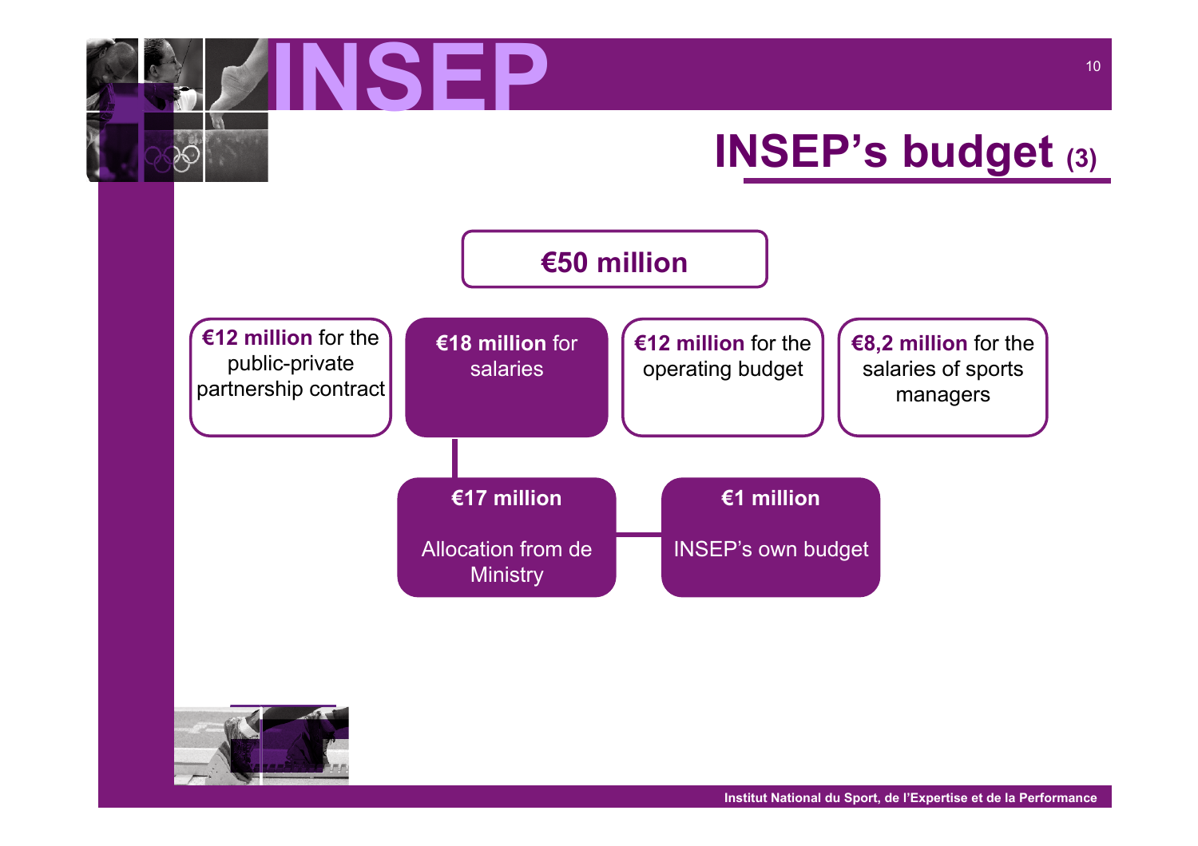# INSEP's budget (3)

**€50 million**

- **€12 million** for the public-private partnership contract
- **€18 million** for salaries
  - **€17 million** — Allocation from de Ministry
  - **€1 million** — INSEP's own budget
- **€12 million** for the operating budget
- **€8,2 million** for the salaries of sports managers

Institut National du Sport, de l'Expertise et de la Performance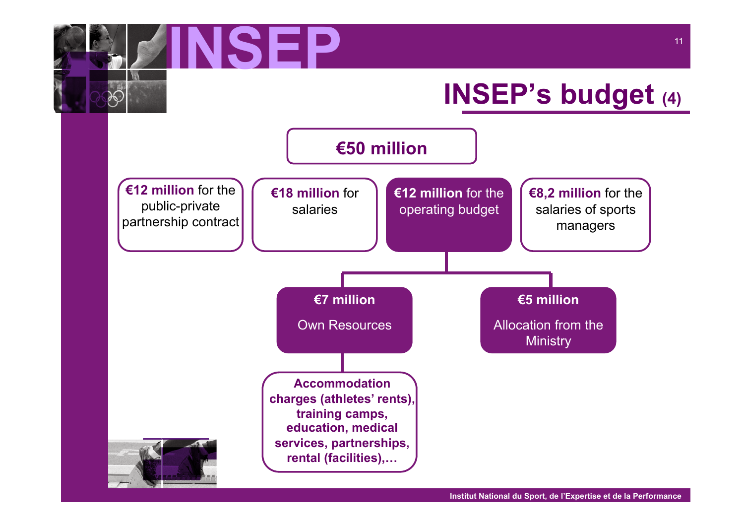# INSEP

## INSEP's budget (4)

**€50 million**

- **€12 million** for the public-private partnership contract
- **€18 million** for salaries
- **€12 million** for the operating budget
  - **€7 million** Own Resources
    - **Accommodation charges (athletes' rents), training camps, education, medical services, partnerships, rental (facilities),…**
  - **€5 million** Allocation from the Ministry
- **€8,2 million** for the salaries of sports managers

Institut National du Sport, de l'Expertise et de la Performance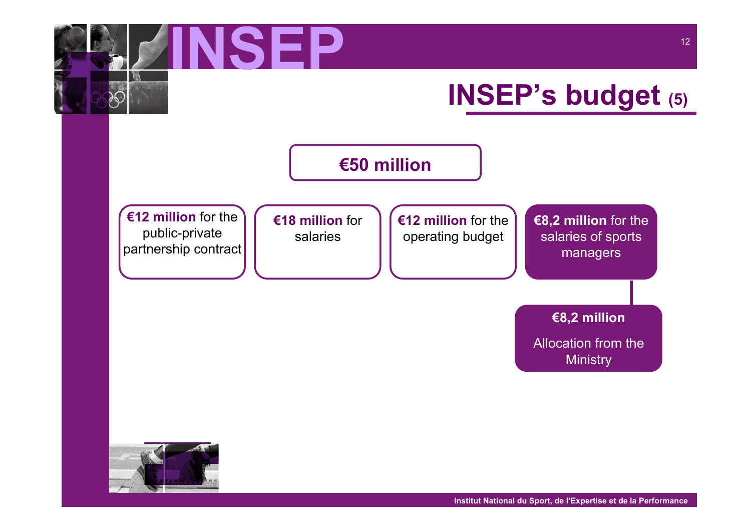# INSEP

## INSEP's budget (5)

**€50 million**

- **€12 million** for the public-private partnership contract
- **€18 million** for salaries
- **€12 million** for the operating budget
- **€8,2 million** for the salaries of sports managers
  - **€8,2 million**
    Allocation from the Ministry

Institut National du Sport, de l'Expertise et de la Performance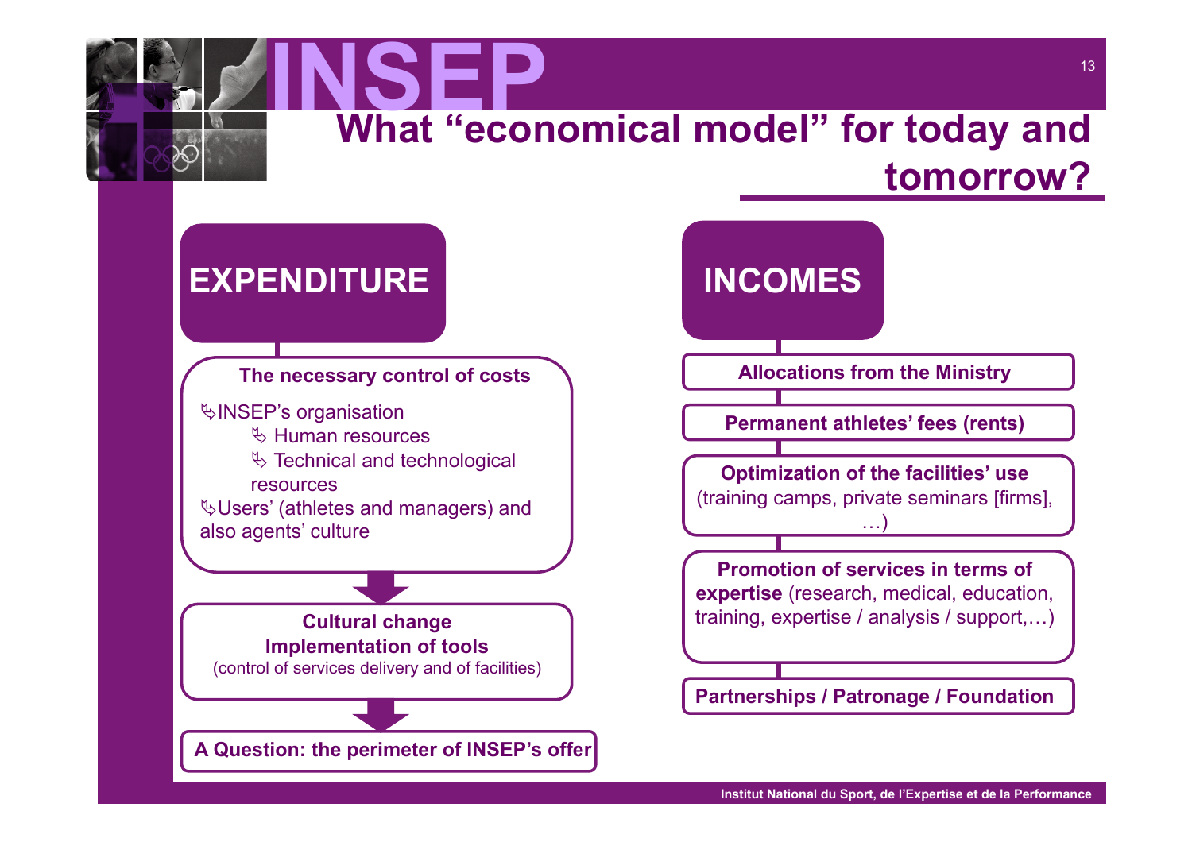# INSEP

## What "economical model" for today and tomorrow?

### EXPENDITURE

**The necessary control of costs**

- INSEP's organisation
  - Human resources
  - Technical and technological resources
- Users' (athletes and managers) and also agents' culture

**Cultural change**
**Implementation of tools**
(control of services delivery and of facilities)

**A Question: the perimeter of INSEP's offer**

### INCOMES

**Allocations from the Ministry**

**Permanent athletes' fees (rents)**

**Optimization of the facilities' use** (training camps, private seminars [firms], …)

**Promotion of services in terms of expertise** (research, medical, education, training, expertise / analysis / support,…)

**Partnerships / Patronage / Foundation**

Institut National du Sport, de l'Expertise et de la Performance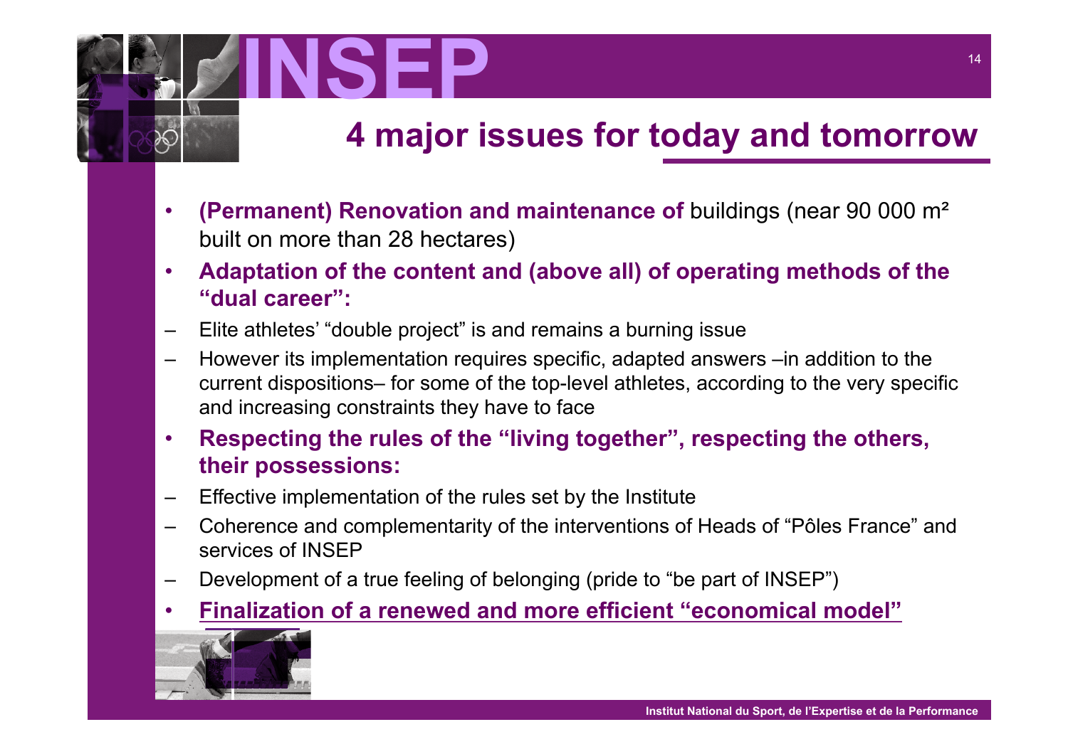# INSEP

## 4 major issues for today and tomorrow

- **(Permanent) Renovation and maintenance of** buildings (near 90 000 m² built on more than 28 hectares)
- **Adaptation of the content and (above all) of operating methods of the "dual career":**
  - Elite athletes' "double project" is and remains a burning issue
  - However its implementation requires specific, adapted answers –in addition to the current dispositions– for some of the top-level athletes, according to the very specific and increasing constraints they have to face
- **Respecting the rules of the "living together", respecting the others, their possessions:**
  - Effective implementation of the rules set by the Institute
  - Coherence and complementarity of the interventions of Heads of "Pôles France" and services of INSEP
  - Development of a true feeling of belonging (pride to "be part of INSEP")
- **Finalization of a renewed and more efficient "economical model"**

Institut National du Sport, de l'Expertise et de la Performance